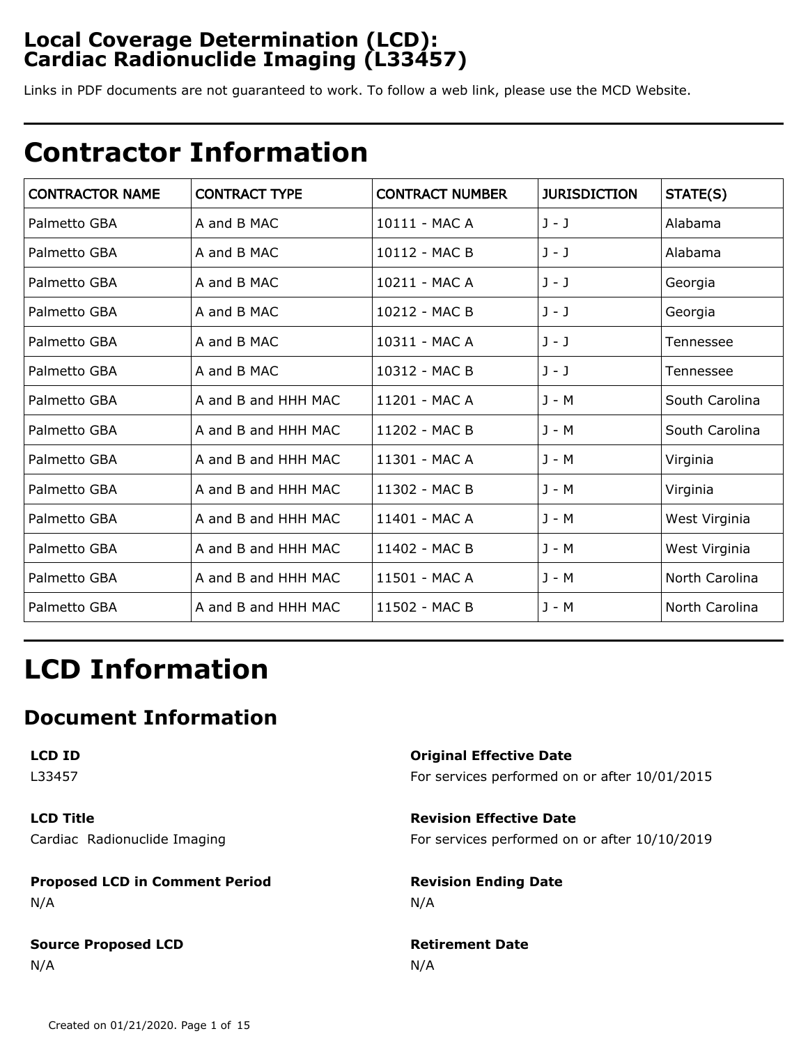# Local Coverage Determination (LCD): Cardiac Radionuclide Imaging (L33457)

Links in PDF documents are not guaranteed to work. To follow a web link, please use the MCD Website.

# Contractor Information

| CONTRACTOR NAME | CONTRACT TYPE | CONTRACT NUMBER | JURISDICTION | STATE(S) |
|---|---|---|---|---|
| Palmetto GBA | A and B MAC | 10111 - MAC A | J - J | Alabama |
| Palmetto GBA | A and B MAC | 10112 - MAC B | J - J | Alabama |
| Palmetto GBA | A and B MAC | 10211 - MAC A | J - J | Georgia |
| Palmetto GBA | A and B MAC | 10212 - MAC B | J - J | Georgia |
| Palmetto GBA | A and B MAC | 10311 - MAC A | J - J | Tennessee |
| Palmetto GBA | A and B MAC | 10312 - MAC B | J - J | Tennessee |
| Palmetto GBA | A and B and HHH MAC | 11201 - MAC A | J - M | South Carolina |
| Palmetto GBA | A and B and HHH MAC | 11202 - MAC B | J - M | South Carolina |
| Palmetto GBA | A and B and HHH MAC | 11301 - MAC A | J - M | Virginia |
| Palmetto GBA | A and B and HHH MAC | 11302 - MAC B | J - M | Virginia |
| Palmetto GBA | A and B and HHH MAC | 11401 - MAC A | J - M | West Virginia |
| Palmetto GBA | A and B and HHH MAC | 11402 - MAC B | J - M | West Virginia |
| Palmetto GBA | A and B and HHH MAC | 11501 - MAC A | J - M | North Carolina |
| Palmetto GBA | A and B and HHH MAC | 11502 - MAC B | J - M | North Carolina |

# LCD Information

## Document Information

**LCD ID**
L33457

**LCD Title**
Cardiac Radionuclide Imaging

**Proposed LCD in Comment Period**
N/A

**Source Proposed LCD**
N/A

**Original Effective Date**
For services performed on or after 10/01/2015

**Revision Effective Date**
For services performed on or after 10/10/2019

**Revision Ending Date**
N/A

**Retirement Date**
N/A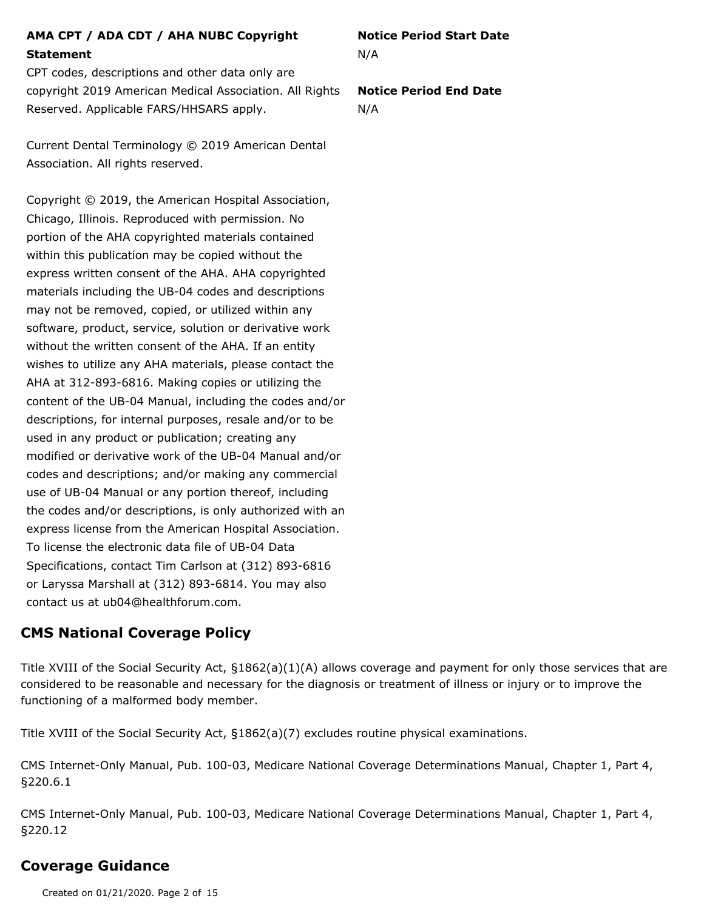**AMA CPT / ADA CDT / AHA NUBC Copyright Statement**

CPT codes, descriptions and other data only are copyright 2019 American Medical Association. All Rights Reserved. Applicable FARS/HHSARS apply.

Current Dental Terminology © 2019 American Dental Association. All rights reserved.

Copyright © 2019, the American Hospital Association, Chicago, Illinois. Reproduced with permission. No portion of the AHA copyrighted materials contained within this publication may be copied without the express written consent of the AHA. AHA copyrighted materials including the UB-04 codes and descriptions may not be removed, copied, or utilized within any software, product, service, solution or derivative work without the written consent of the AHA. If an entity wishes to utilize any AHA materials, please contact the AHA at 312-893-6816. Making copies or utilizing the content of the UB-04 Manual, including the codes and/or descriptions, for internal purposes, resale and/or to be used in any product or publication; creating any modified or derivative work of the UB-04 Manual and/or codes and descriptions; and/or making any commercial use of UB-04 Manual or any portion thereof, including the codes and/or descriptions, is only authorized with an express license from the American Hospital Association. To license the electronic data file of UB-04 Data Specifications, contact Tim Carlson at (312) 893-6816 or Laryssa Marshall at (312) 893-6814. You may also contact us at ub04@healthforum.com.

**Notice Period Start Date**

N/A

**Notice Period End Date**

N/A

## CMS National Coverage Policy

Title XVIII of the Social Security Act, §1862(a)(1)(A) allows coverage and payment for only those services that are considered to be reasonable and necessary for the diagnosis or treatment of illness or injury or to improve the functioning of a malformed body member.

Title XVIII of the Social Security Act, §1862(a)(7) excludes routine physical examinations.

CMS Internet-Only Manual, Pub. 100-03, Medicare National Coverage Determinations Manual, Chapter 1, Part 4, §220.6.1

CMS Internet-Only Manual, Pub. 100-03, Medicare National Coverage Determinations Manual, Chapter 1, Part 4, §220.12

## Coverage Guidance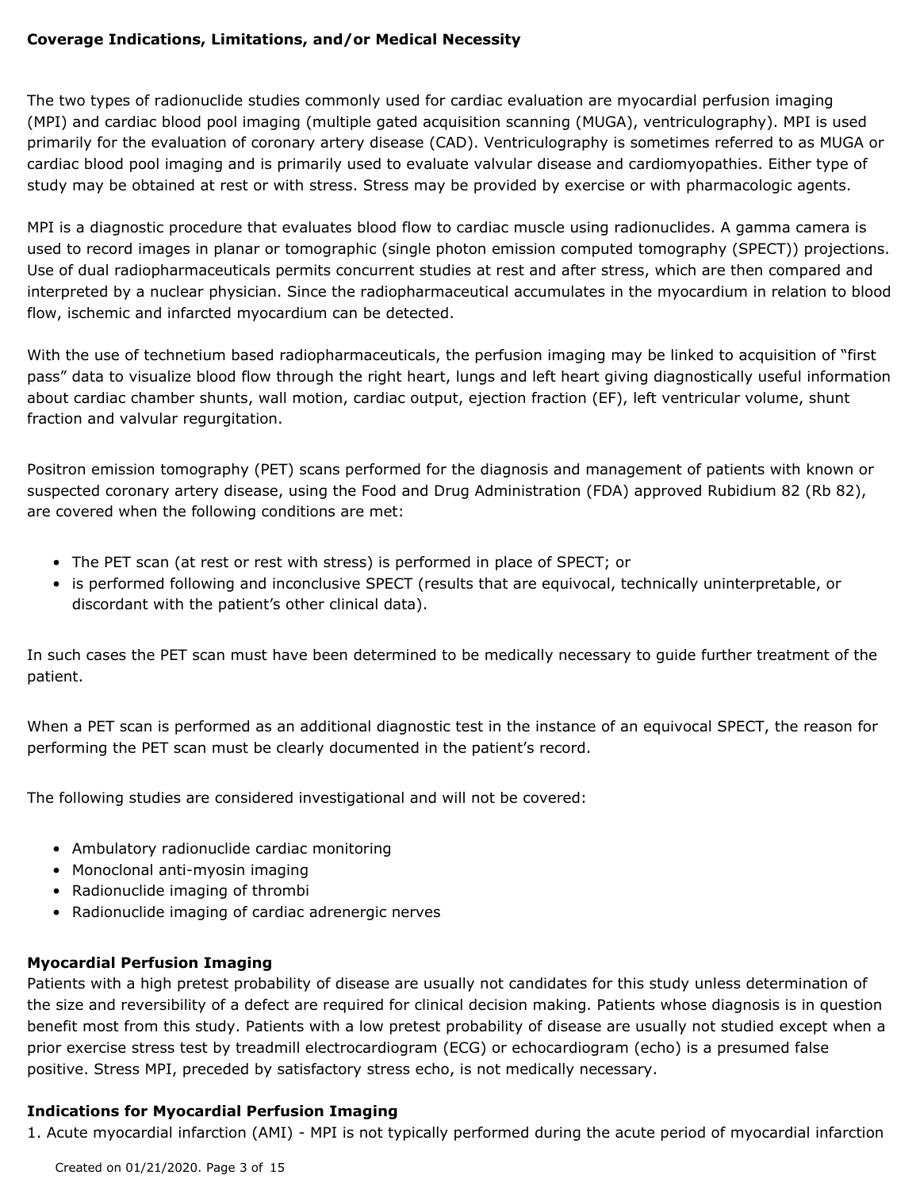**Coverage Indications, Limitations, and/or Medical Necessity**

The two types of radionuclide studies commonly used for cardiac evaluation are myocardial perfusion imaging (MPI) and cardiac blood pool imaging (multiple gated acquisition scanning (MUGA), ventriculography). MPI is used primarily for the evaluation of coronary artery disease (CAD). Ventriculography is sometimes referred to as MUGA or cardiac blood pool imaging and is primarily used to evaluate valvular disease and cardiomyopathies. Either type of study may be obtained at rest or with stress. Stress may be provided by exercise or with pharmacologic agents.

MPI is a diagnostic procedure that evaluates blood flow to cardiac muscle using radionuclides. A gamma camera is used to record images in planar or tomographic (single photon emission computed tomography (SPECT)) projections. Use of dual radiopharmaceuticals permits concurrent studies at rest and after stress, which are then compared and interpreted by a nuclear physician. Since the radiopharmaceutical accumulates in the myocardium in relation to blood flow, ischemic and infarcted myocardium can be detected.

With the use of technetium based radiopharmaceuticals, the perfusion imaging may be linked to acquisition of "first pass" data to visualize blood flow through the right heart, lungs and left heart giving diagnostically useful information about cardiac chamber shunts, wall motion, cardiac output, ejection fraction (EF), left ventricular volume, shunt fraction and valvular regurgitation.

Positron emission tomography (PET) scans performed for the diagnosis and management of patients with known or suspected coronary artery disease, using the Food and Drug Administration (FDA) approved Rubidium 82 (Rb 82), are covered when the following conditions are met:

- The PET scan (at rest or rest with stress) is performed in place of SPECT; or
- is performed following and inconclusive SPECT (results that are equivocal, technically uninterpretable, or discordant with the patient's other clinical data).

In such cases the PET scan must have been determined to be medically necessary to guide further treatment of the patient.

When a PET scan is performed as an additional diagnostic test in the instance of an equivocal SPECT, the reason for performing the PET scan must be clearly documented in the patient's record.

The following studies are considered investigational and will not be covered:

- Ambulatory radionuclide cardiac monitoring
- Monoclonal anti-myosin imaging
- Radionuclide imaging of thrombi
- Radionuclide imaging of cardiac adrenergic nerves

**Myocardial Perfusion Imaging**

Patients with a high pretest probability of disease are usually not candidates for this study unless determination of the size and reversibility of a defect are required for clinical decision making. Patients whose diagnosis is in question benefit most from this study. Patients with a low pretest probability of disease are usually not studied except when a prior exercise stress test by treadmill electrocardiogram (ECG) or echocardiogram (echo) is a presumed false positive. Stress MPI, preceded by satisfactory stress echo, is not medically necessary.

**Indications for Myocardial Perfusion Imaging**

1. Acute myocardial infarction (AMI) - MPI is not typically performed during the acute period of myocardial infarction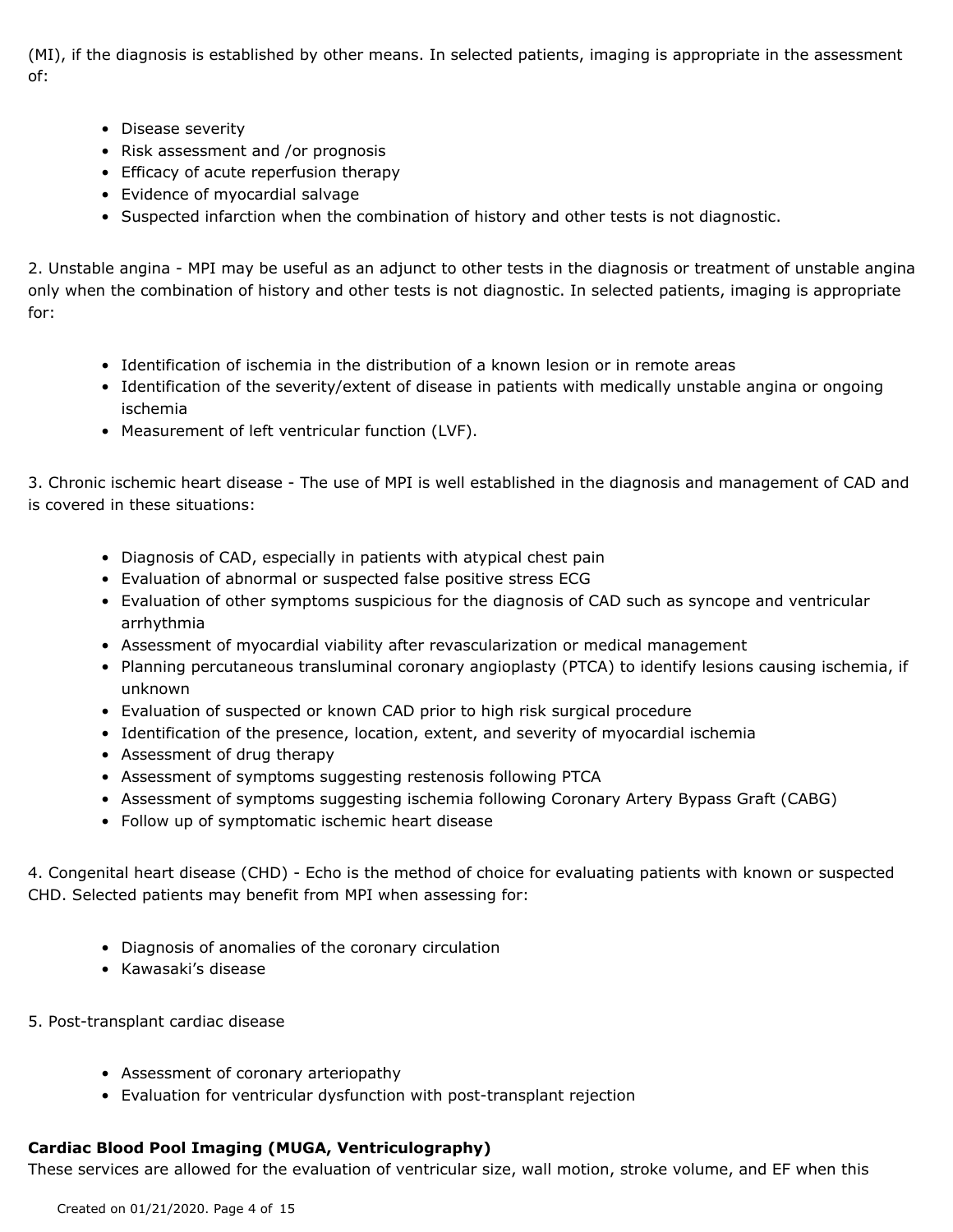(MI), if the diagnosis is established by other means. In selected patients, imaging is appropriate in the assessment of:

- Disease severity
- Risk assessment and /or prognosis
- Efficacy of acute reperfusion therapy
- Evidence of myocardial salvage
- Suspected infarction when the combination of history and other tests is not diagnostic.

2. Unstable angina - MPI may be useful as an adjunct to other tests in the diagnosis or treatment of unstable angina only when the combination of history and other tests is not diagnostic. In selected patients, imaging is appropriate for:

- Identification of ischemia in the distribution of a known lesion or in remote areas
- Identification of the severity/extent of disease in patients with medically unstable angina or ongoing ischemia
- Measurement of left ventricular function (LVF).

3. Chronic ischemic heart disease - The use of MPI is well established in the diagnosis and management of CAD and is covered in these situations:

- Diagnosis of CAD, especially in patients with atypical chest pain
- Evaluation of abnormal or suspected false positive stress ECG
- Evaluation of other symptoms suspicious for the diagnosis of CAD such as syncope and ventricular arrhythmia
- Assessment of myocardial viability after revascularization or medical management
- Planning percutaneous transluminal coronary angioplasty (PTCA) to identify lesions causing ischemia, if unknown
- Evaluation of suspected or known CAD prior to high risk surgical procedure
- Identification of the presence, location, extent, and severity of myocardial ischemia
- Assessment of drug therapy
- Assessment of symptoms suggesting restenosis following PTCA
- Assessment of symptoms suggesting ischemia following Coronary Artery Bypass Graft (CABG)
- Follow up of symptomatic ischemic heart disease

4. Congenital heart disease (CHD) - Echo is the method of choice for evaluating patients with known or suspected CHD. Selected patients may benefit from MPI when assessing for:

- Diagnosis of anomalies of the coronary circulation
- Kawasaki's disease

5. Post-transplant cardiac disease

- Assessment of coronary arteriopathy
- Evaluation for ventricular dysfunction with post-transplant rejection

**Cardiac Blood Pool Imaging (MUGA, Ventriculography)**
These services are allowed for the evaluation of ventricular size, wall motion, stroke volume, and EF when this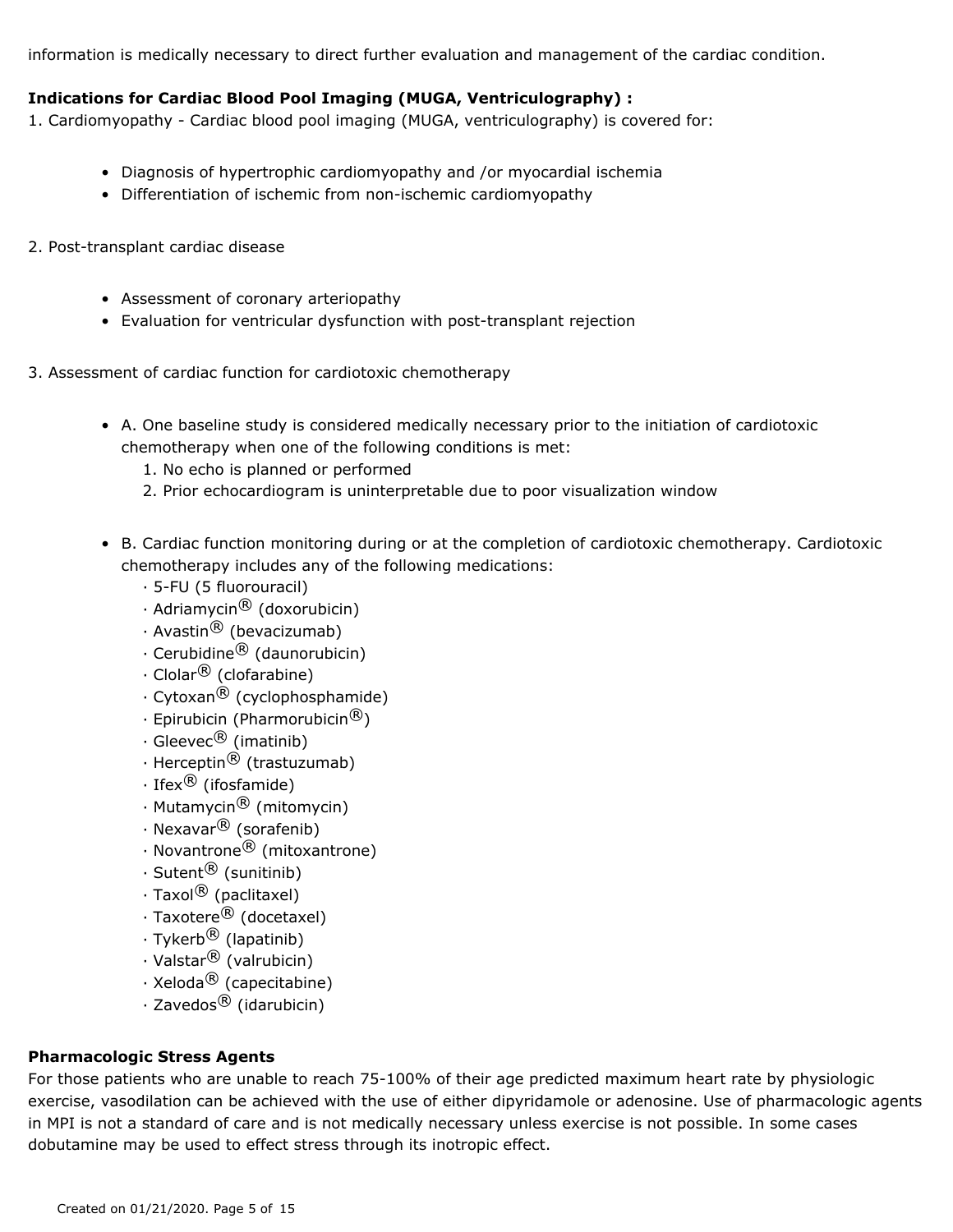information is medically necessary to direct further evaluation and management of the cardiac condition.

**Indications for Cardiac Blood Pool Imaging (MUGA, Ventriculography) :**

1. Cardiomyopathy - Cardiac blood pool imaging (MUGA, ventriculography) is covered for:

- Diagnosis of hypertrophic cardiomyopathy and /or myocardial ischemia
- Differentiation of ischemic from non-ischemic cardiomyopathy

2. Post-transplant cardiac disease

- Assessment of coronary arteriopathy
- Evaluation for ventricular dysfunction with post-transplant rejection

3. Assessment of cardiac function for cardiotoxic chemotherapy

- A. One baseline study is considered medically necessary prior to the initiation of cardiotoxic chemotherapy when one of the following conditions is met:
  1. No echo is planned or performed
  2. Prior echocardiogram is uninterpretable due to poor visualization window
- B. Cardiac function monitoring during or at the completion of cardiotoxic chemotherapy. Cardiotoxic chemotherapy includes any of the following medications:
  · 5-FU (5 fluorouracil)
  · Adriamycin® (doxorubicin)
  · Avastin® (bevacizumab)
  · Cerubidine® (daunorubicin)
  · Clolar® (clofarabine)
  · Cytoxan® (cyclophosphamide)
  · Epirubicin (Pharmorubicin®)
  · Gleevec® (imatinib)
  · Herceptin® (trastuzumab)
  · Ifex® (ifosfamide)
  · Mutamycin® (mitomycin)
  · Nexavar® (sorafenib)
  · Novantrone® (mitoxantrone)
  · Sutent® (sunitinib)
  · Taxol® (paclitaxel)
  · Taxotere® (docetaxel)
  · Tykerb® (lapatinib)
  · Valstar® (valrubicin)
  · Xeloda® (capecitabine)
  · Zavedos® (idarubicin)

**Pharmacologic Stress Agents**

For those patients who are unable to reach 75-100% of their age predicted maximum heart rate by physiologic exercise, vasodilation can be achieved with the use of either dipyridamole or adenosine. Use of pharmacologic agents in MPI is not a standard of care and is not medically necessary unless exercise is not possible. In some cases dobutamine may be used to effect stress through its inotropic effect.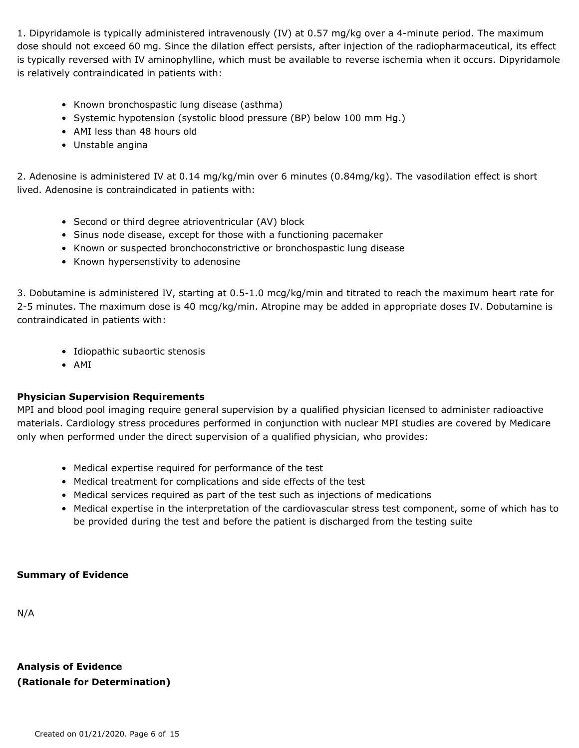1. Dipyridamole is typically administered intravenously (IV) at 0.57 mg/kg over a 4-minute period. The maximum dose should not exceed 60 mg. Since the dilation effect persists, after injection of the radiopharmaceutical, its effect is typically reversed with IV aminophylline, which must be available to reverse ischemia when it occurs. Dipyridamole is relatively contraindicated in patients with:

- Known bronchospastic lung disease (asthma)
- Systemic hypotension (systolic blood pressure (BP) below 100 mm Hg.)
- AMI less than 48 hours old
- Unstable angina

2. Adenosine is administered IV at 0.14 mg/kg/min over 6 minutes (0.84mg/kg). The vasodilation effect is short lived. Adenosine is contraindicated in patients with:

- Second or third degree atrioventricular (AV) block
- Sinus node disease, except for those with a functioning pacemaker
- Known or suspected bronchoconstrictive or bronchospastic lung disease
- Known hypersenstivity to adenosine

3. Dobutamine is administered IV, starting at 0.5-1.0 mcg/kg/min and titrated to reach the maximum heart rate for 2-5 minutes. The maximum dose is 40 mcg/kg/min. Atropine may be added in appropriate doses IV. Dobutamine is contraindicated in patients with:

- Idiopathic subaortic stenosis
- AMI

**Physician Supervision Requirements**

MPI and blood pool imaging require general supervision by a qualified physician licensed to administer radioactive materials. Cardiology stress procedures performed in conjunction with nuclear MPI studies are covered by Medicare only when performed under the direct supervision of a qualified physician, who provides:

- Medical expertise required for performance of the test
- Medical treatment for complications and side effects of the test
- Medical services required as part of the test such as injections of medications
- Medical expertise in the interpretation of the cardiovascular stress test component, some of which has to be provided during the test and before the patient is discharged from the testing suite

**Summary of Evidence**

N/A

**Analysis of Evidence**
**(Rationale for Determination)**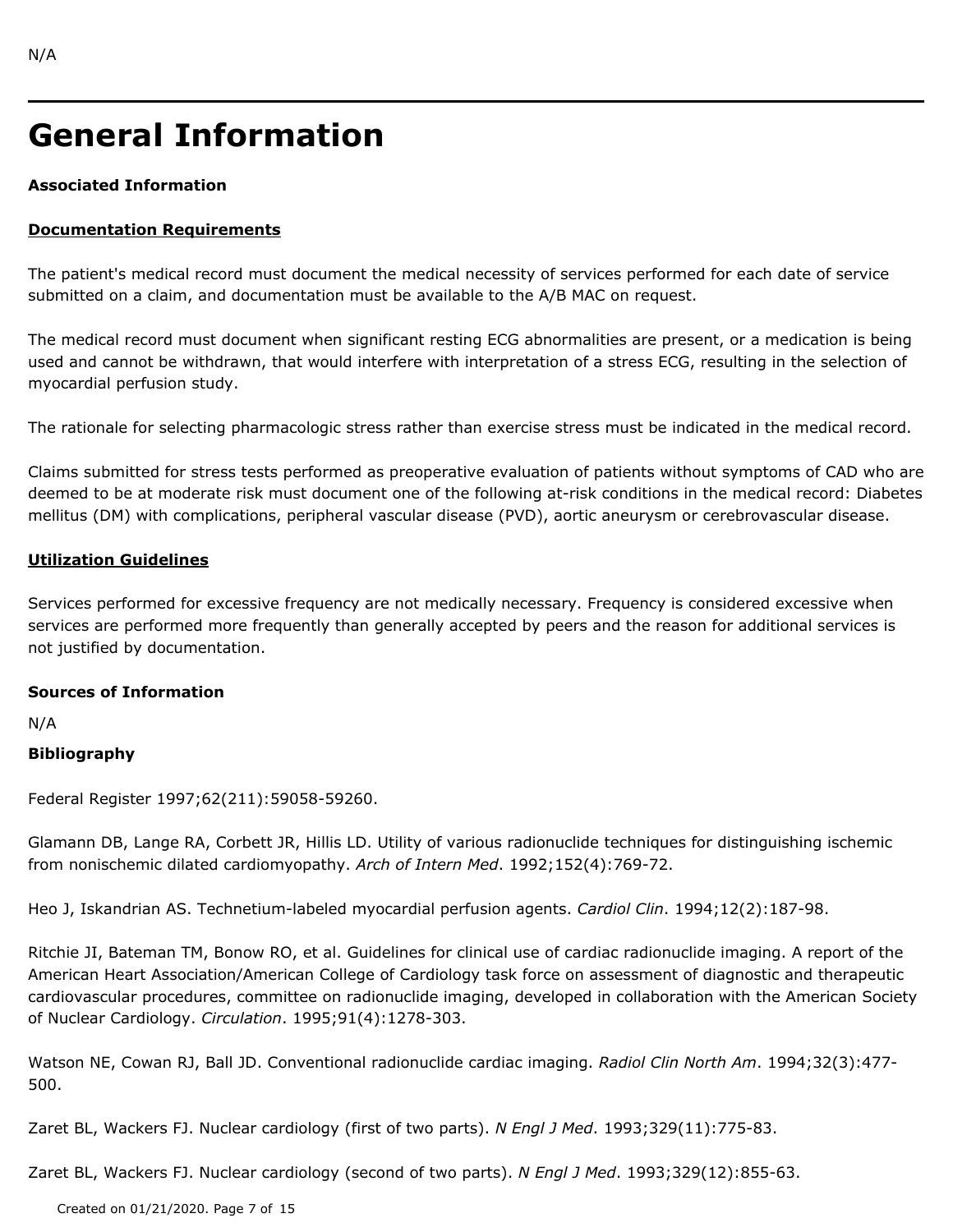N/A

# General Information

**Associated Information**

**Documentation Requirements**

The patient's medical record must document the medical necessity of services performed for each date of service submitted on a claim, and documentation must be available to the A/B MAC on request.

The medical record must document when significant resting ECG abnormalities are present, or a medication is being used and cannot be withdrawn, that would interfere with interpretation of a stress ECG, resulting in the selection of myocardial perfusion study.

The rationale for selecting pharmacologic stress rather than exercise stress must be indicated in the medical record.

Claims submitted for stress tests performed as preoperative evaluation of patients without symptoms of CAD who are deemed to be at moderate risk must document one of the following at-risk conditions in the medical record: Diabetes mellitus (DM) with complications, peripheral vascular disease (PVD), aortic aneurysm or cerebrovascular disease.

**Utilization Guidelines**

Services performed for excessive frequency are not medically necessary. Frequency is considered excessive when services are performed more frequently than generally accepted by peers and the reason for additional services is not justified by documentation.

**Sources of Information**

N/A

**Bibliography**

Federal Register 1997;62(211):59058-59260.

Glamann DB, Lange RA, Corbett JR, Hillis LD. Utility of various radionuclide techniques for distinguishing ischemic from nonischemic dilated cardiomyopathy. *Arch of Intern Med*. 1992;152(4):769-72.

Heo J, Iskandrian AS. Technetium-labeled myocardial perfusion agents. *Cardiol Clin*. 1994;12(2):187-98.

Ritchie JI, Bateman TM, Bonow RO, et al. Guidelines for clinical use of cardiac radionuclide imaging. A report of the American Heart Association/American College of Cardiology task force on assessment of diagnostic and therapeutic cardiovascular procedures, committee on radionuclide imaging, developed in collaboration with the American Society of Nuclear Cardiology. *Circulation*. 1995;91(4):1278-303.

Watson NE, Cowan RJ, Ball JD. Conventional radionuclide cardiac imaging. *Radiol Clin North Am*. 1994;32(3):477-500.

Zaret BL, Wackers FJ. Nuclear cardiology (first of two parts). *N Engl J Med*. 1993;329(11):775-83.

Zaret BL, Wackers FJ. Nuclear cardiology (second of two parts). *N Engl J Med*. 1993;329(12):855-63.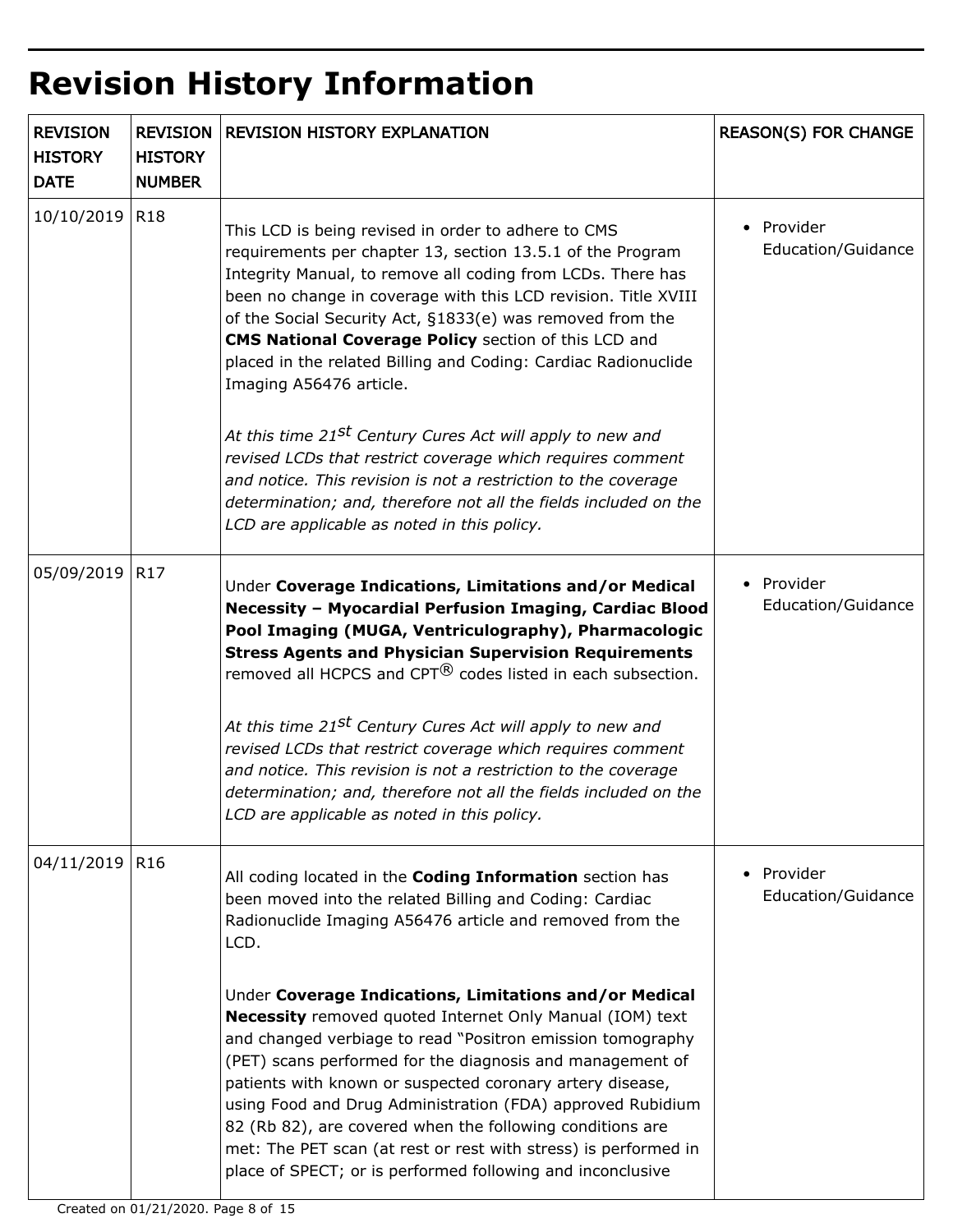# Revision History Information

| REVISION HISTORY DATE | REVISION HISTORY NUMBER | REVISION HISTORY EXPLANATION | REASON(S) FOR CHANGE |
|---|---|---|---|
| 10/10/2019 | R18 | This LCD is being revised in order to adhere to CMS requirements per chapter 13, section 13.5.1 of the Program Integrity Manual, to remove all coding from LCDs. There has been no change in coverage with this LCD revision. Title XVIII of the Social Security Act, §1833(e) was removed from the **CMS National Coverage Policy** section of this LCD and placed in the related Billing and Coding: Cardiac Radionuclide Imaging A56476 article.<br><br>*At this time 21st Century Cures Act will apply to new and revised LCDs that restrict coverage which requires comment and notice. This revision is not a restriction to the coverage determination; and, therefore not all the fields included on the LCD are applicable as noted in this policy.* | • Provider Education/Guidance |
| 05/09/2019 | R17 | Under **Coverage Indications, Limitations and/or Medical Necessity – Myocardial Perfusion Imaging, Cardiac Blood Pool Imaging (MUGA, Ventriculography), Pharmacologic Stress Agents and Physician Supervision Requirements** removed all HCPCS and CPT® codes listed in each subsection.<br><br>*At this time 21st Century Cures Act will apply to new and revised LCDs that restrict coverage which requires comment and notice. This revision is not a restriction to the coverage determination; and, therefore not all the fields included on the LCD are applicable as noted in this policy.* | • Provider Education/Guidance |
| 04/11/2019 | R16 | All coding located in the **Coding Information** section has been moved into the related Billing and Coding: Cardiac Radionuclide Imaging A56476 article and removed from the LCD.<br><br>Under **Coverage Indications, Limitations and/or Medical Necessity** removed quoted Internet Only Manual (IOM) text and changed verbiage to read "Positron emission tomography (PET) scans performed for the diagnosis and management of patients with known or suspected coronary artery disease, using Food and Drug Administration (FDA) approved Rubidium 82 (Rb 82), are covered when the following conditions are met: The PET scan (at rest or rest with stress) is performed in place of SPECT; or is performed following and inconclusive | • Provider Education/Guidance |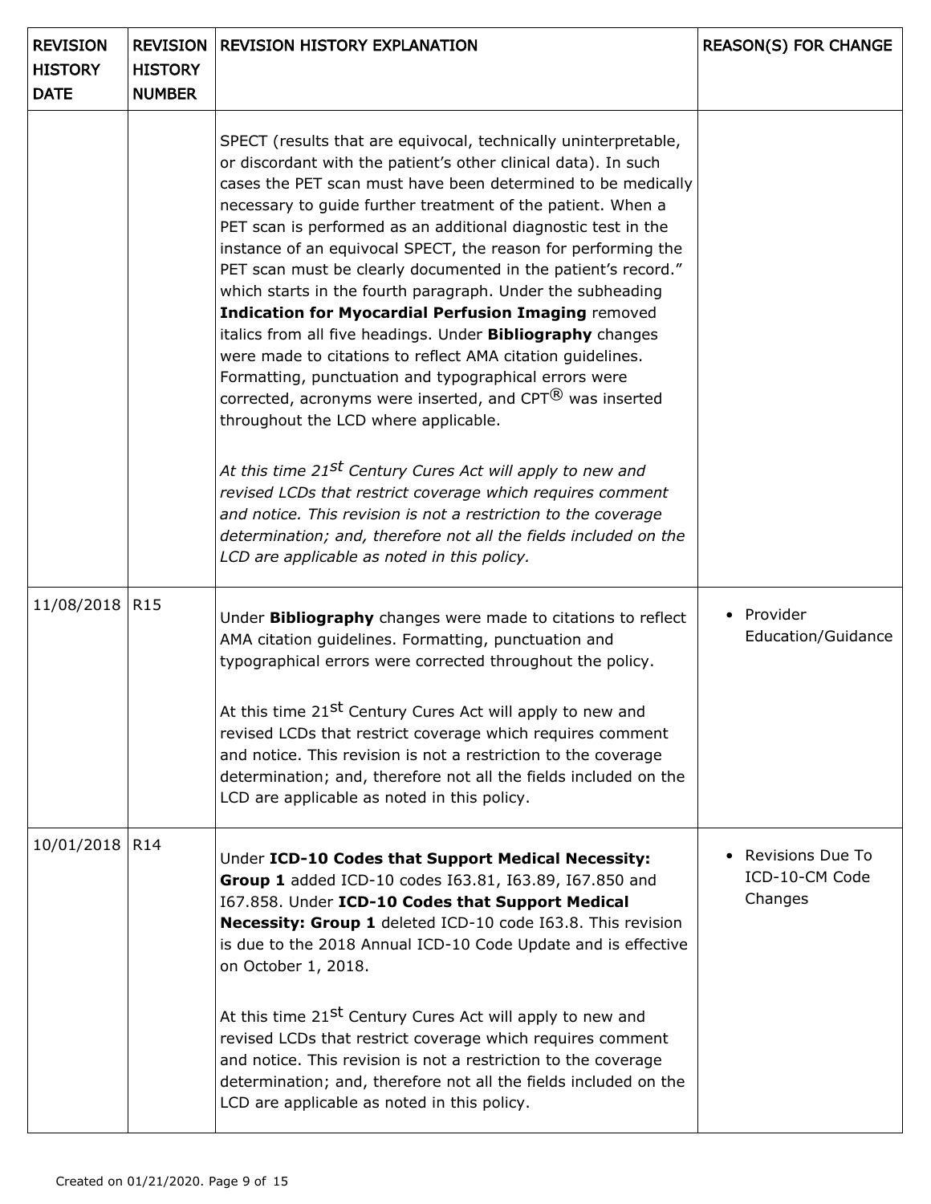| REVISION HISTORY DATE | REVISION HISTORY NUMBER | REVISION HISTORY EXPLANATION | REASON(S) FOR CHANGE |
|---|---|---|---|
| | | SPECT (results that are equivocal, technically uninterpretable, or discordant with the patient's other clinical data). In such cases the PET scan must have been determined to be medically necessary to guide further treatment of the patient. When a PET scan is performed as an additional diagnostic test in the instance of an equivocal SPECT, the reason for performing the PET scan must be clearly documented in the patient's record." which starts in the fourth paragraph. Under the subheading **Indication for Myocardial Perfusion Imaging** removed italics from all five headings. Under **Bibliography** changes were made to citations to reflect AMA citation guidelines. Formatting, punctuation and typographical errors were corrected, acronyms were inserted, and CPT® was inserted throughout the LCD where applicable.<br><br>*At this time 21st Century Cures Act will apply to new and revised LCDs that restrict coverage which requires comment and notice. This revision is not a restriction to the coverage determination; and, therefore not all the fields included on the LCD are applicable as noted in this policy.* | |
| 11/08/2018 | R15 | Under **Bibliography** changes were made to citations to reflect AMA citation guidelines. Formatting, punctuation and typographical errors were corrected throughout the policy.<br><br>At this time 21st Century Cures Act will apply to new and revised LCDs that restrict coverage which requires comment and notice. This revision is not a restriction to the coverage determination; and, therefore not all the fields included on the LCD are applicable as noted in this policy. | • Provider Education/Guidance |
| 10/01/2018 | R14 | Under **ICD-10 Codes that Support Medical Necessity: Group 1** added ICD-10 codes I63.81, I63.89, I67.850 and I67.858. Under **ICD-10 Codes that Support Medical Necessity: Group 1** deleted ICD-10 code I63.8. This revision is due to the 2018 Annual ICD-10 Code Update and is effective on October 1, 2018.<br><br>At this time 21st Century Cures Act will apply to new and revised LCDs that restrict coverage which requires comment and notice. This revision is not a restriction to the coverage determination; and, therefore not all the fields included on the LCD are applicable as noted in this policy. | • Revisions Due To ICD-10-CM Code Changes |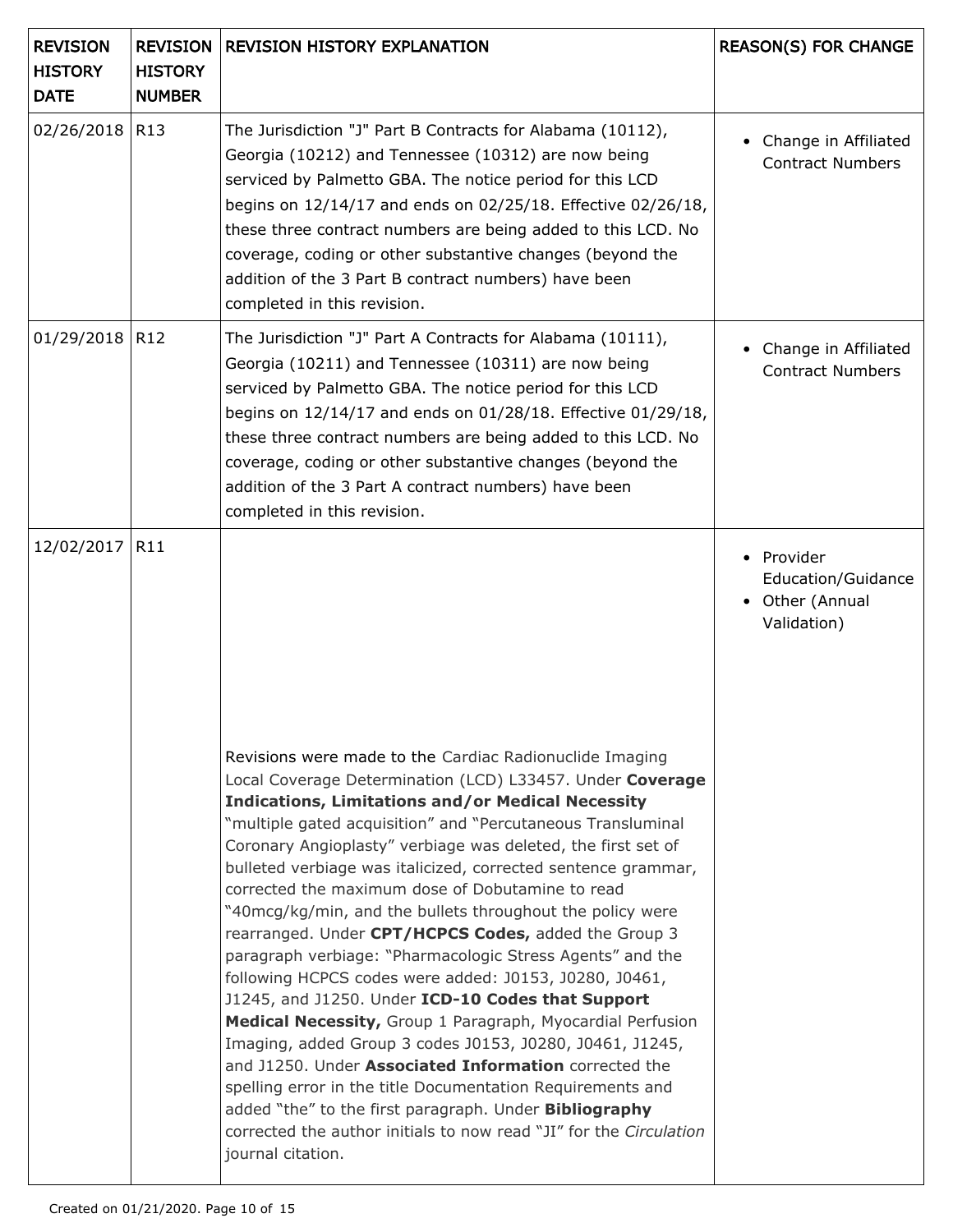| REVISION HISTORY DATE | REVISION HISTORY NUMBER | REVISION HISTORY EXPLANATION | REASON(S) FOR CHANGE |
| --- | --- | --- | --- |
| 02/26/2018 | R13 | The Jurisdiction "J" Part B Contracts for Alabama (10112), Georgia (10212) and Tennessee (10312) are now being serviced by Palmetto GBA. The notice period for this LCD begins on 12/14/17 and ends on 02/25/18. Effective 02/26/18, these three contract numbers are being added to this LCD. No coverage, coding or other substantive changes (beyond the addition of the 3 Part B contract numbers) have been completed in this revision. | • Change in Affiliated Contract Numbers |
| 01/29/2018 | R12 | The Jurisdiction "J" Part A Contracts for Alabama (10111), Georgia (10211) and Tennessee (10311) are now being serviced by Palmetto GBA. The notice period for this LCD begins on 12/14/17 and ends on 01/28/18. Effective 01/29/18, these three contract numbers are being added to this LCD. No coverage, coding or other substantive changes (beyond the addition of the 3 Part A contract numbers) have been completed in this revision. | • Change in Affiliated Contract Numbers |
| 12/02/2017 | R11 | Revisions were made to the Cardiac Radionuclide Imaging Local Coverage Determination (LCD) L33457. Under **Coverage Indications, Limitations and/or Medical Necessity** "multiple gated acquisition" and "Percutaneous Transluminal Coronary Angioplasty" verbiage was deleted, the first set of bulleted verbiage was italicized, corrected sentence grammar, corrected the maximum dose of Dobutamine to read "40mcg/kg/min, and the bullets throughout the policy were rearranged. Under **CPT/HCPCS Codes,** added the Group 3 paragraph verbiage: "Pharmacologic Stress Agents" and the following HCPCS codes were added: J0153, J0280, J0461, J1245, and J1250. Under **ICD-10 Codes that Support Medical Necessity,** Group 1 Paragraph, Myocardial Perfusion Imaging, added Group 3 codes J0153, J0280, J0461, J1245, and J1250. Under **Associated Information** corrected the spelling error in the title Documentation Requirements and added "the" to the first paragraph. Under **Bibliography** corrected the author initials to now read "JI" for the *Circulation* journal citation. | • Provider Education/Guidance<br>• Other (Annual Validation) |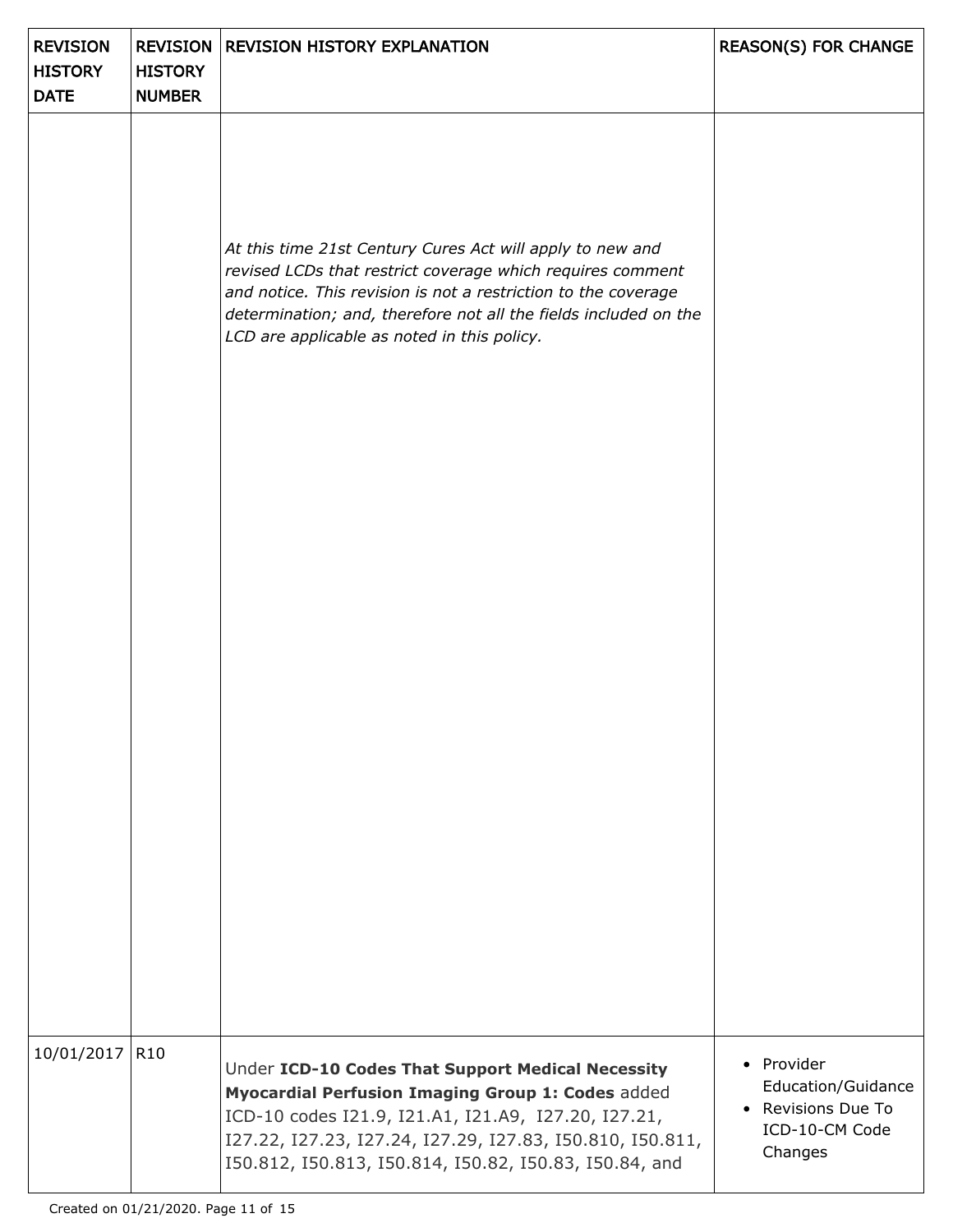| REVISION HISTORY DATE | REVISION HISTORY NUMBER | REVISION HISTORY EXPLANATION | REASON(S) FOR CHANGE |
|---|---|---|---|
| | | *At this time 21st Century Cures Act will apply to new and revised LCDs that restrict coverage which requires comment and notice. This revision is not a restriction to the coverage determination; and, therefore not all the fields included on the LCD are applicable as noted in this policy.* | |
| 10/01/2017 | R10 | Under **ICD-10 Codes That Support Medical Necessity Myocardial Perfusion Imaging Group 1: Codes** added ICD-10 codes I21.9, I21.A1, I21.A9, I27.20, I27.21, I27.22, I27.23, I27.24, I27.29, I27.83, I50.810, I50.811, I50.812, I50.813, I50.814, I50.82, I50.83, I50.84, and | • Provider Education/Guidance<br>• Revisions Due To ICD-10-CM Code Changes |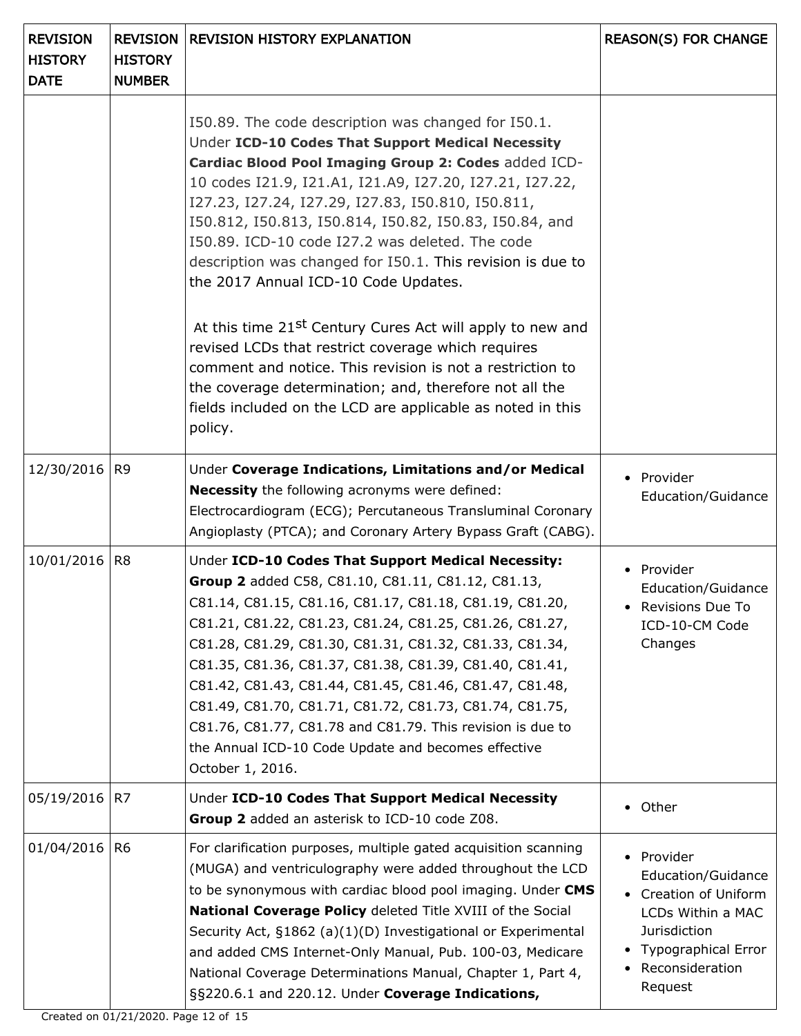| REVISION HISTORY DATE | REVISION HISTORY NUMBER | REVISION HISTORY EXPLANATION | REASON(S) FOR CHANGE |
|---|---|---|---|
| | | I50.89. The code description was changed for I50.1. Under **ICD-10 Codes That Support Medical Necessity Cardiac Blood Pool Imaging Group 2: Codes** added ICD-10 codes I21.9, I21.A1, I21.A9, I27.20, I27.21, I27.22, I27.23, I27.24, I27.29, I27.83, I50.810, I50.811, I50.812, I50.813, I50.814, I50.82, I50.83, I50.84, and I50.89. ICD-10 code I27.2 was deleted. The code description was changed for I50.1. This revision is due to the 2017 Annual ICD-10 Code Updates.<br><br>At this time 21st Century Cures Act will apply to new and revised LCDs that restrict coverage which requires comment and notice. This revision is not a restriction to the coverage determination; and, therefore not all the fields included on the LCD are applicable as noted in this policy. | |
| 12/30/2016 | R9 | Under **Coverage Indications, Limitations and/or Medical Necessity** the following acronyms were defined: Electrocardiogram (ECG); Percutaneous Transluminal Coronary Angioplasty (PTCA); and Coronary Artery Bypass Graft (CABG). | • Provider Education/Guidance |
| 10/01/2016 | R8 | Under **ICD-10 Codes That Support Medical Necessity: Group 2** added C58, C81.10, C81.11, C81.12, C81.13, C81.14, C81.15, C81.16, C81.17, C81.18, C81.19, C81.20, C81.21, C81.22, C81.23, C81.24, C81.25, C81.26, C81.27, C81.28, C81.29, C81.30, C81.31, C81.32, C81.33, C81.34, C81.35, C81.36, C81.37, C81.38, C81.39, C81.40, C81.41, C81.42, C81.43, C81.44, C81.45, C81.46, C81.47, C81.48, C81.49, C81.70, C81.71, C81.72, C81.73, C81.74, C81.75, C81.76, C81.77, C81.78 and C81.79. This revision is due to the Annual ICD-10 Code Update and becomes effective October 1, 2016. | • Provider Education/Guidance<br>• Revisions Due To ICD-10-CM Code Changes |
| 05/19/2016 | R7 | Under **ICD-10 Codes That Support Medical Necessity Group 2** added an asterisk to ICD-10 code Z08. | • Other |
| 01/04/2016 | R6 | For clarification purposes, multiple gated acquisition scanning (MUGA) and ventriculography were added throughout the LCD to be synonymous with cardiac blood pool imaging. Under **CMS National Coverage Policy** deleted Title XVIII of the Social Security Act, §1862 (a)(1)(D) Investigational or Experimental and added CMS Internet-Only Manual, Pub. 100-03, Medicare National Coverage Determinations Manual, Chapter 1, Part 4, §§220.6.1 and 220.12. Under **Coverage Indications,** | • Provider Education/Guidance<br>• Creation of Uniform LCDs Within a MAC Jurisdiction<br>• Typographical Error<br>• Reconsideration Request |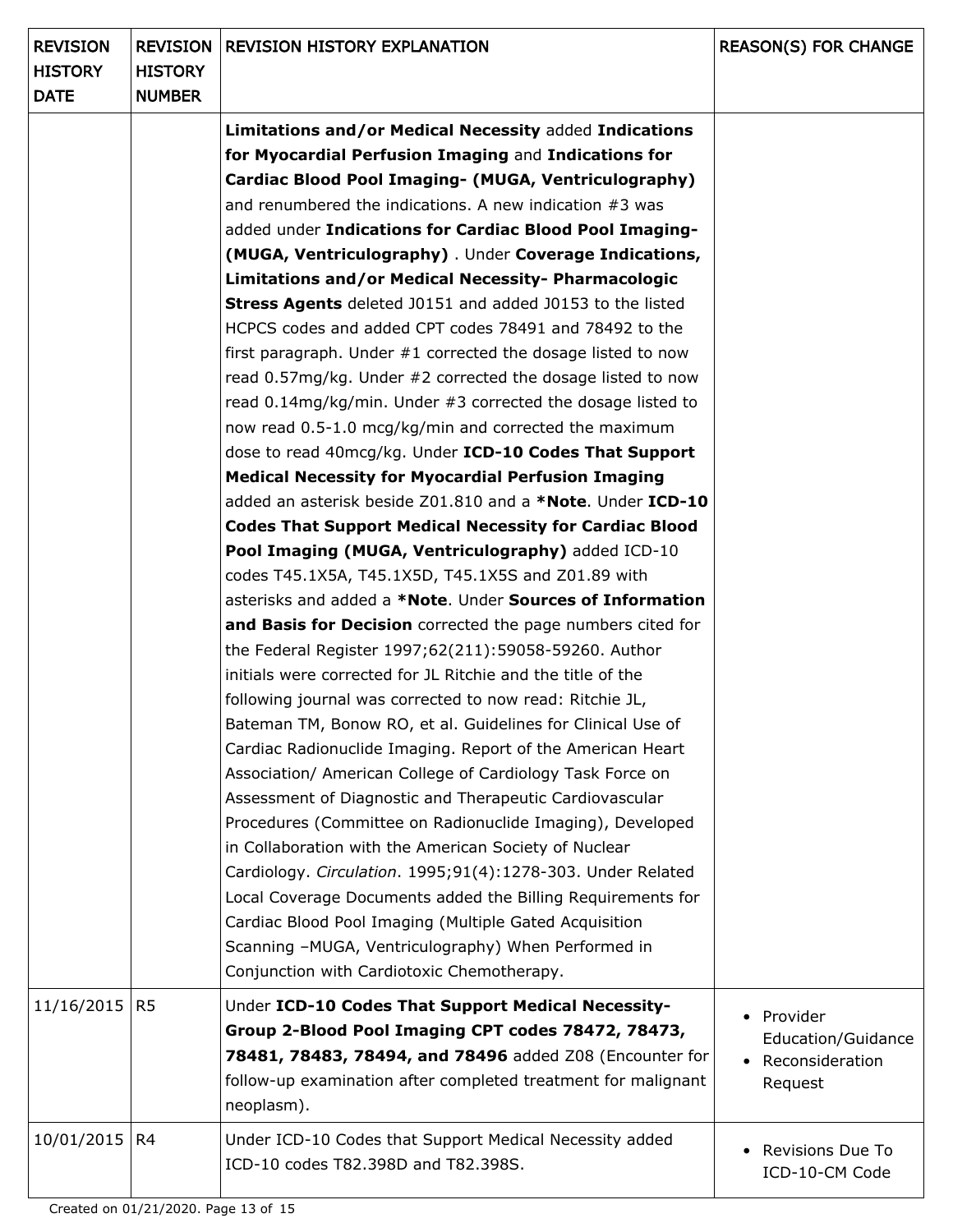| REVISION HISTORY DATE | REVISION HISTORY NUMBER | REVISION HISTORY EXPLANATION | REASON(S) FOR CHANGE |
|---|---|---|---|
| | | **Limitations and/or Medical Necessity** added **Indications for Myocardial Perfusion Imaging** and **Indications for Cardiac Blood Pool Imaging- (MUGA, Ventriculography)** and renumbered the indications. A new indication #3 was added under **Indications for Cardiac Blood Pool Imaging- (MUGA, Ventriculography)** . Under **Coverage Indications, Limitations and/or Medical Necessity- Pharmacologic Stress Agents** deleted J0151 and added J0153 to the listed HCPCS codes and added CPT codes 78491 and 78492 to the first paragraph. Under #1 corrected the dosage listed to now read 0.57mg/kg. Under #2 corrected the dosage listed to now read 0.14mg/kg/min. Under #3 corrected the dosage listed to now read 0.5-1.0 mcg/kg/min and corrected the maximum dose to read 40mcg/kg. Under **ICD-10 Codes That Support Medical Necessity for Myocardial Perfusion Imaging** added an asterisk beside Z01.810 and a ***Note**. Under **ICD-10 Codes That Support Medical Necessity for Cardiac Blood Pool Imaging (MUGA, Ventriculography)** added ICD-10 codes T45.1X5A, T45.1X5D, T45.1X5S and Z01.89 with asterisks and added a ***Note**. Under **Sources of Information and Basis for Decision** corrected the page numbers cited for the Federal Register 1997;62(211):59058-59260. Author initials were corrected for JL Ritchie and the title of the following journal was corrected to now read: Ritchie JL, Bateman TM, Bonow RO, et al. Guidelines for Clinical Use of Cardiac Radionuclide Imaging. Report of the American Heart Association/ American College of Cardiology Task Force on Assessment of Diagnostic and Therapeutic Cardiovascular Procedures (Committee on Radionuclide Imaging), Developed in Collaboration with the American Society of Nuclear Cardiology. *Circulation*. 1995;91(4):1278-303. Under Related Local Coverage Documents added the Billing Requirements for Cardiac Blood Pool Imaging (Multiple Gated Acquisition Scanning –MUGA, Ventriculography) When Performed in Conjunction with Cardiotoxic Chemotherapy. | |
| 11/16/2015 | R5 | Under **ICD-10 Codes That Support Medical Necessity- Group 2-Blood Pool Imaging CPT codes 78472, 78473, 78481, 78483, 78494, and 78496** added Z08 (Encounter for follow-up examination after completed treatment for malignant neoplasm). | • Provider Education/Guidance<br>• Reconsideration Request |
| 10/01/2015 | R4 | Under ICD-10 Codes that Support Medical Necessity added ICD-10 codes T82.398D and T82.398S. | • Revisions Due To ICD-10-CM Code |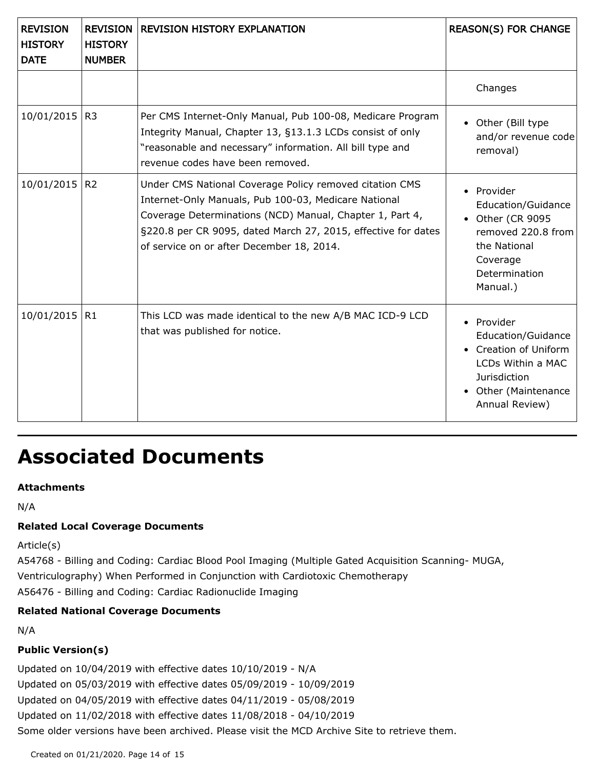| REVISION HISTORY DATE | REVISION HISTORY NUMBER | REVISION HISTORY EXPLANATION | REASON(S) FOR CHANGE |
|---|---|---|---|
| | | | Changes |
| 10/01/2015 | R3 | Per CMS Internet-Only Manual, Pub 100-08, Medicare Program Integrity Manual, Chapter 13, §13.1.3 LCDs consist of only "reasonable and necessary" information. All bill type and revenue codes have been removed. | • Other (Bill type and/or revenue code removal) |
| 10/01/2015 | R2 | Under CMS National Coverage Policy removed citation CMS Internet-Only Manuals, Pub 100-03, Medicare National Coverage Determinations (NCD) Manual, Chapter 1, Part 4, §220.8 per CR 9095, dated March 27, 2015, effective for dates of service on or after December 18, 2014. | • Provider Education/Guidance<br>• Other (CR 9095 removed 220.8 from the National Coverage Determination Manual.) |
| 10/01/2015 | R1 | This LCD was made identical to the new A/B MAC ICD-9 LCD that was published for notice. | • Provider Education/Guidance<br>• Creation of Uniform LCDs Within a MAC Jurisdiction<br>• Other (Maintenance Annual Review) |

# Associated Documents

**Attachments**

N/A

**Related Local Coverage Documents**

Article(s)

A54768 - Billing and Coding: Cardiac Blood Pool Imaging (Multiple Gated Acquisition Scanning- MUGA, Ventriculography) When Performed in Conjunction with Cardiotoxic Chemotherapy

A56476 - Billing and Coding: Cardiac Radionuclide Imaging

**Related National Coverage Documents**

N/A

**Public Version(s)**

Updated on 10/04/2019 with effective dates 10/10/2019 - N/A

Updated on 05/03/2019 with effective dates 05/09/2019 - 10/09/2019

Updated on 04/05/2019 with effective dates 04/11/2019 - 05/08/2019

Updated on 11/02/2018 with effective dates 11/08/2018 - 04/10/2019

Some older versions have been archived. Please visit the MCD Archive Site to retrieve them.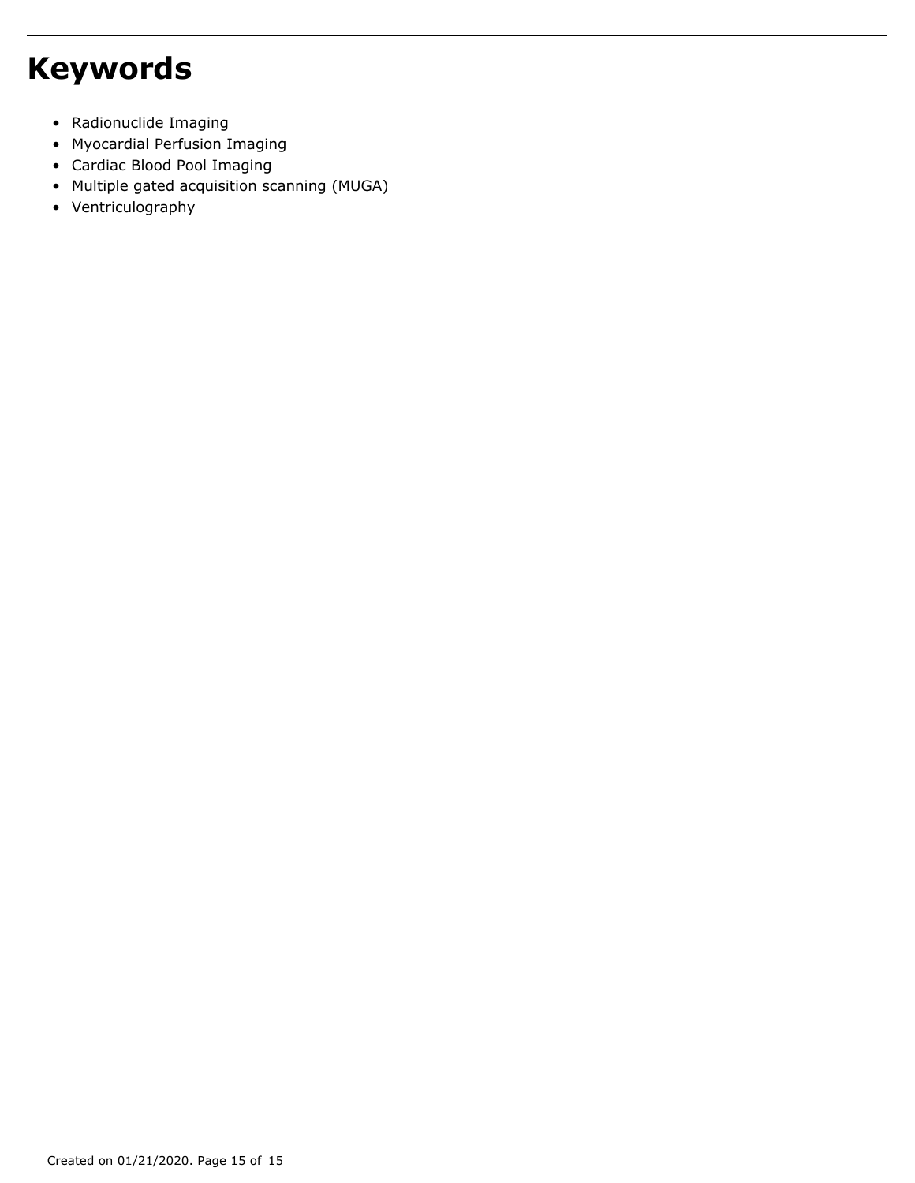# Keywords

- Radionuclide Imaging
- Myocardial Perfusion Imaging
- Cardiac Blood Pool Imaging
- Multiple gated acquisition scanning (MUGA)
- Ventriculography